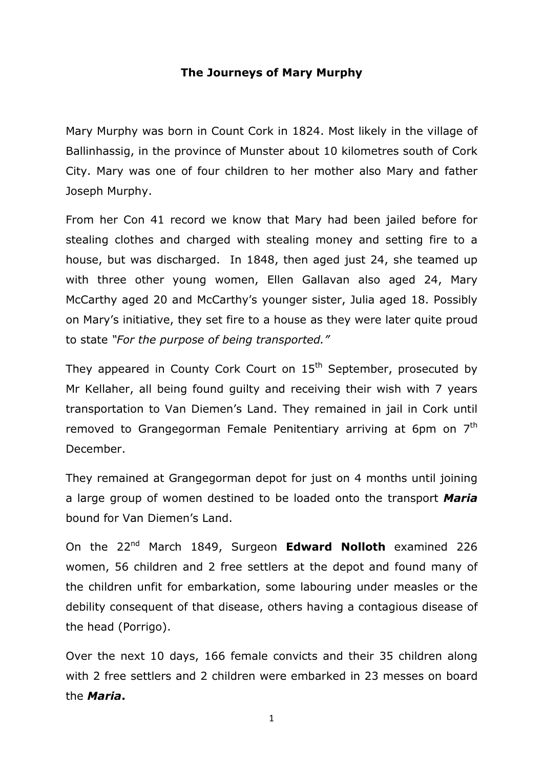# The Journeys of Mary Murphy

Mary Murphy was born in Count Cork in 1824. Most likely in the village of Ballinhassig, in the province of Munster about 10 kilometres south of Cork City. Mary was one of four children to her mother also Mary and father Joseph Murphy.

From her Con 41 record we know that Mary had been jailed before for stealing clothes and charged with stealing money and setting fire to a house, but was discharged. In 1848, then aged just 24, she teamed up with three other young women, Ellen Gallavan also aged 24, Mary McCarthy aged 20 and McCarthy's younger sister, Julia aged 18. Possibly on Mary's initiative, they set fire to a house as they were later quite proud to state *"For the purpose of being transported."*

They appeared in County Cork Court on 15th September, prosecuted by Mr Kellaher, all being found guilty and receiving their wish with 7 years transportation to Van Diemen's Land. They remained in jail in Cork until removed to Grangegorman Female Penitentiary arriving at 6pm on 7th December.

They remained at Grangegorman depot for just on 4 months until joining a large group of women destined to be loaded onto the transport ***Maria*** bound for Van Diemen's Land.

On the 22nd March 1849, Surgeon **Edward Nolloth** examined 226 women, 56 children and 2 free settlers at the depot and found many of the children unfit for embarkation, some labouring under measles or the debility consequent of that disease, others having a contagious disease of the head (Porrigo).

Over the next 10 days, 166 female convicts and their 35 children along with 2 free settlers and 2 children were embarked in 23 messes on board the ***Maria*****.**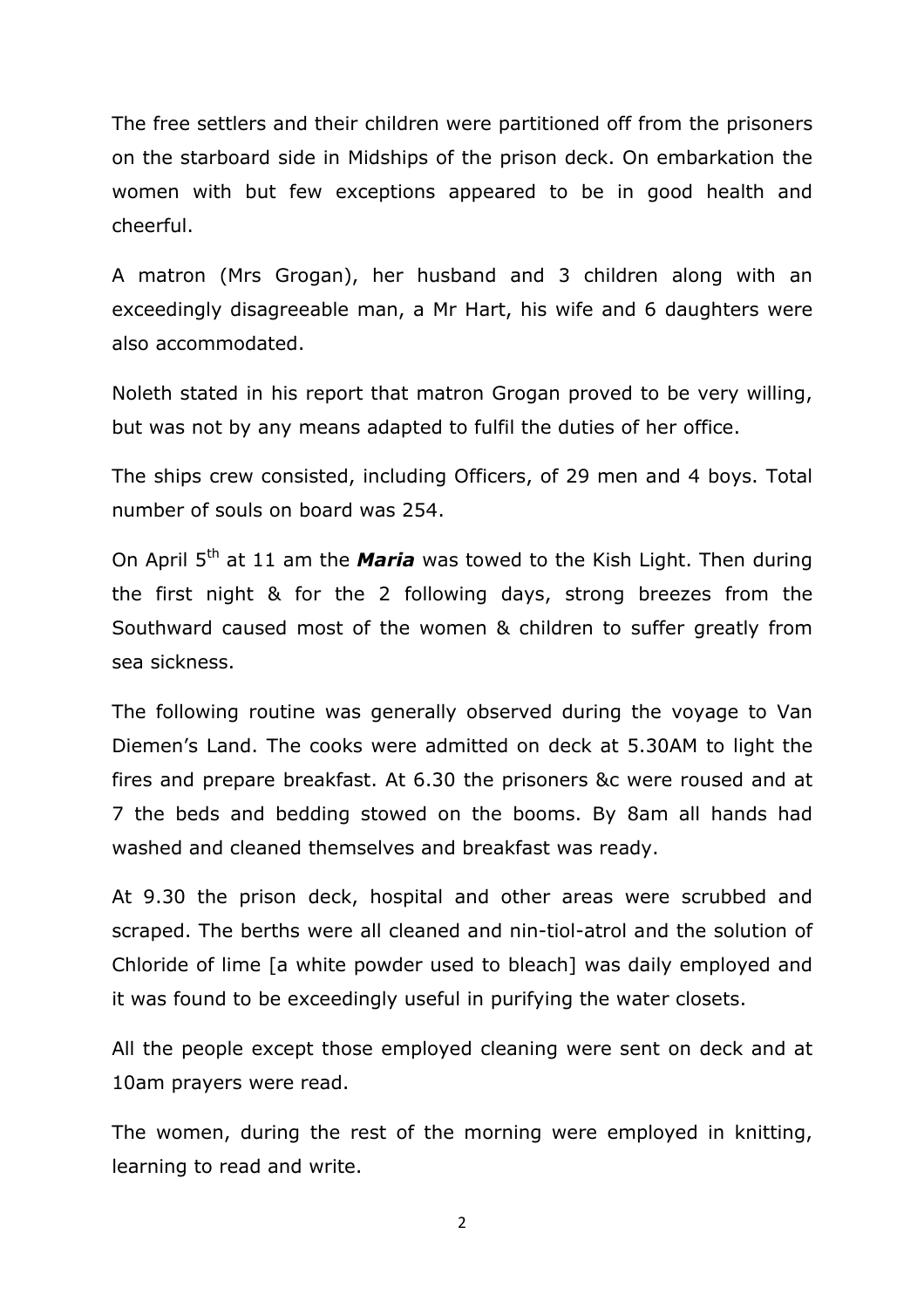The free settlers and their children were partitioned off from the prisoners on the starboard side in Midships of the prison deck. On embarkation the women with but few exceptions appeared to be in good health and cheerful.

A matron (Mrs Grogan), her husband and 3 children along with an exceedingly disagreeable man, a Mr Hart, his wife and 6 daughters were also accommodated.

Noleth stated in his report that matron Grogan proved to be very willing, but was not by any means adapted to fulfil the duties of her office.

The ships crew consisted, including Officers, of 29 men and 4 boys. Total number of souls on board was 254.

On April 5th at 11 am the ***Maria*** was towed to the Kish Light. Then during the first night & for the 2 following days, strong breezes from the Southward caused most of the women & children to suffer greatly from sea sickness.

The following routine was generally observed during the voyage to Van Diemen's Land. The cooks were admitted on deck at 5.30AM to light the fires and prepare breakfast. At 6.30 the prisoners &c were roused and at 7 the beds and bedding stowed on the booms. By 8am all hands had washed and cleaned themselves and breakfast was ready.

At 9.30 the prison deck, hospital and other areas were scrubbed and scraped. The berths were all cleaned and nin-tiol-atrol and the solution of Chloride of lime [a white powder used to bleach] was daily employed and it was found to be exceedingly useful in purifying the water closets.

All the people except those employed cleaning were sent on deck and at 10am prayers were read.

The women, during the rest of the morning were employed in knitting, learning to read and write.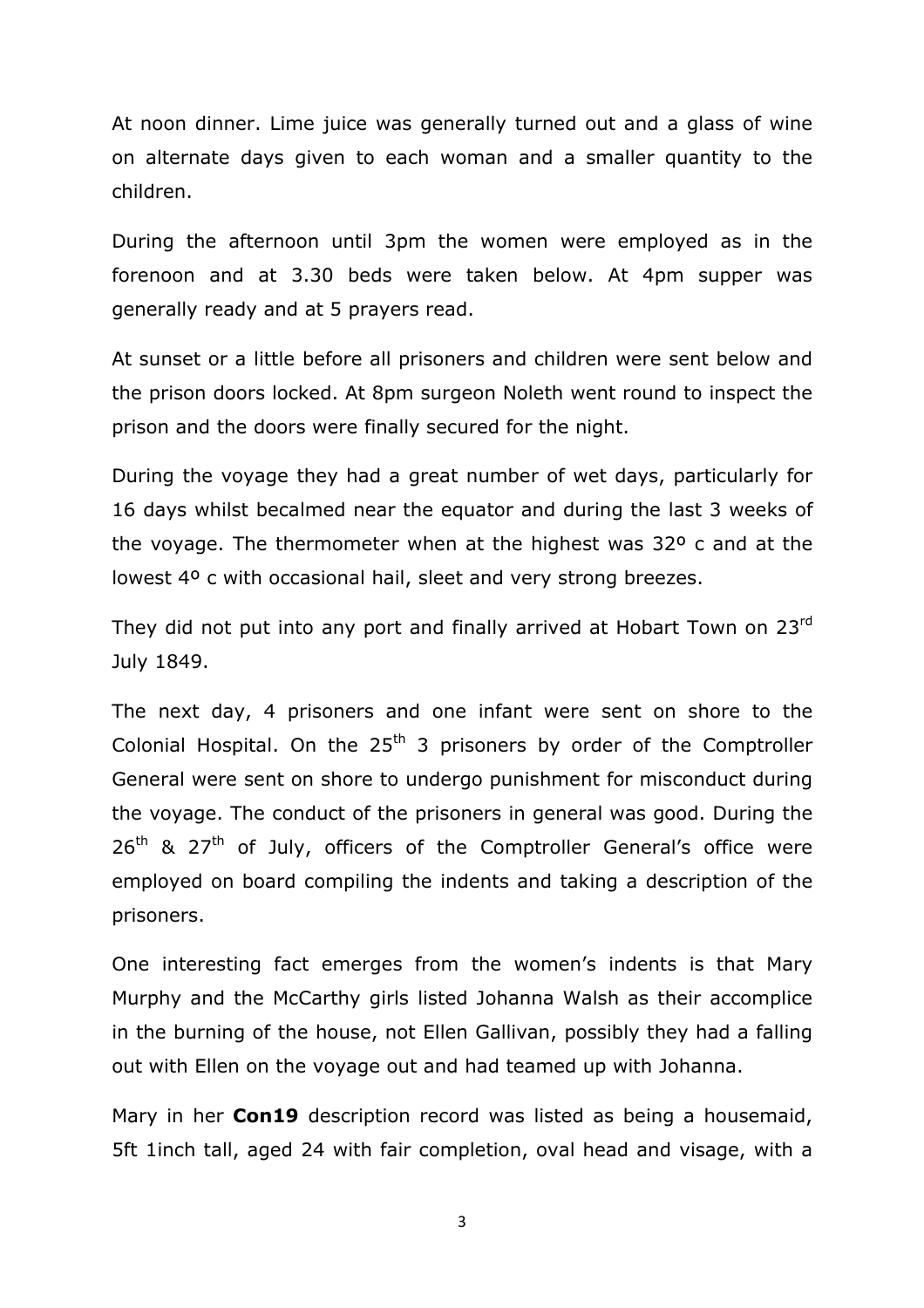At noon dinner. Lime juice was generally turned out and a glass of wine on alternate days given to each woman and a smaller quantity to the children.

During the afternoon until 3pm the women were employed as in the forenoon and at 3.30 beds were taken below. At 4pm supper was generally ready and at 5 prayers read.

At sunset or a little before all prisoners and children were sent below and the prison doors locked. At 8pm surgeon Noleth went round to inspect the prison and the doors were finally secured for the night.

During the voyage they had a great number of wet days, particularly for 16 days whilst becalmed near the equator and during the last 3 weeks of the voyage. The thermometer when at the highest was 32º c and at the lowest 4º c with occasional hail, sleet and very strong breezes.

They did not put into any port and finally arrived at Hobart Town on 23rd July 1849.

The next day, 4 prisoners and one infant were sent on shore to the Colonial Hospital. On the 25th 3 prisoners by order of the Comptroller General were sent on shore to undergo punishment for misconduct during the voyage. The conduct of the prisoners in general was good. During the 26th & 27th of July, officers of the Comptroller General's office were employed on board compiling the indents and taking a description of the prisoners.

One interesting fact emerges from the women's indents is that Mary Murphy and the McCarthy girls listed Johanna Walsh as their accomplice in the burning of the house, not Ellen Gallivan, possibly they had a falling out with Ellen on the voyage out and had teamed up with Johanna.

Mary in her **Con19** description record was listed as being a housemaid, 5ft 1inch tall, aged 24 with fair completion, oval head and visage, with a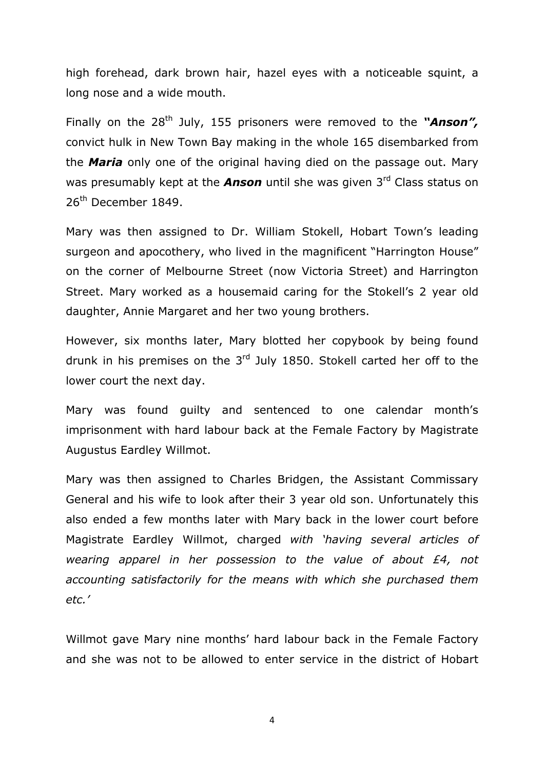high forehead, dark brown hair, hazel eyes with a noticeable squint, a long nose and a wide mouth.

Finally on the 28th July, 155 prisoners were removed to the ***"Anson",*** convict hulk in New Town Bay making in the whole 165 disembarked from the ***Maria*** only one of the original having died on the passage out. Mary was presumably kept at the ***Anson*** until she was given 3rd Class status on 26th December 1849.

Mary was then assigned to Dr. William Stokell, Hobart Town's leading surgeon and apocothery, who lived in the magnificent "Harrington House" on the corner of Melbourne Street (now Victoria Street) and Harrington Street. Mary worked as a housemaid caring for the Stokell's 2 year old daughter, Annie Margaret and her two young brothers.

However, six months later, Mary blotted her copybook by being found drunk in his premises on the 3rd July 1850. Stokell carted her off to the lower court the next day.

Mary was found guilty and sentenced to one calendar month's imprisonment with hard labour back at the Female Factory by Magistrate Augustus Eardley Willmot.

Mary was then assigned to Charles Bridgen, the Assistant Commissary General and his wife to look after their 3 year old son. Unfortunately this also ended a few months later with Mary back in the lower court before Magistrate Eardley Willmot, charged *with 'having several articles of wearing apparel in her possession to the value of about £4, not accounting satisfactorily for the means with which she purchased them etc.'*

Willmot gave Mary nine months' hard labour back in the Female Factory and she was not to be allowed to enter service in the district of Hobart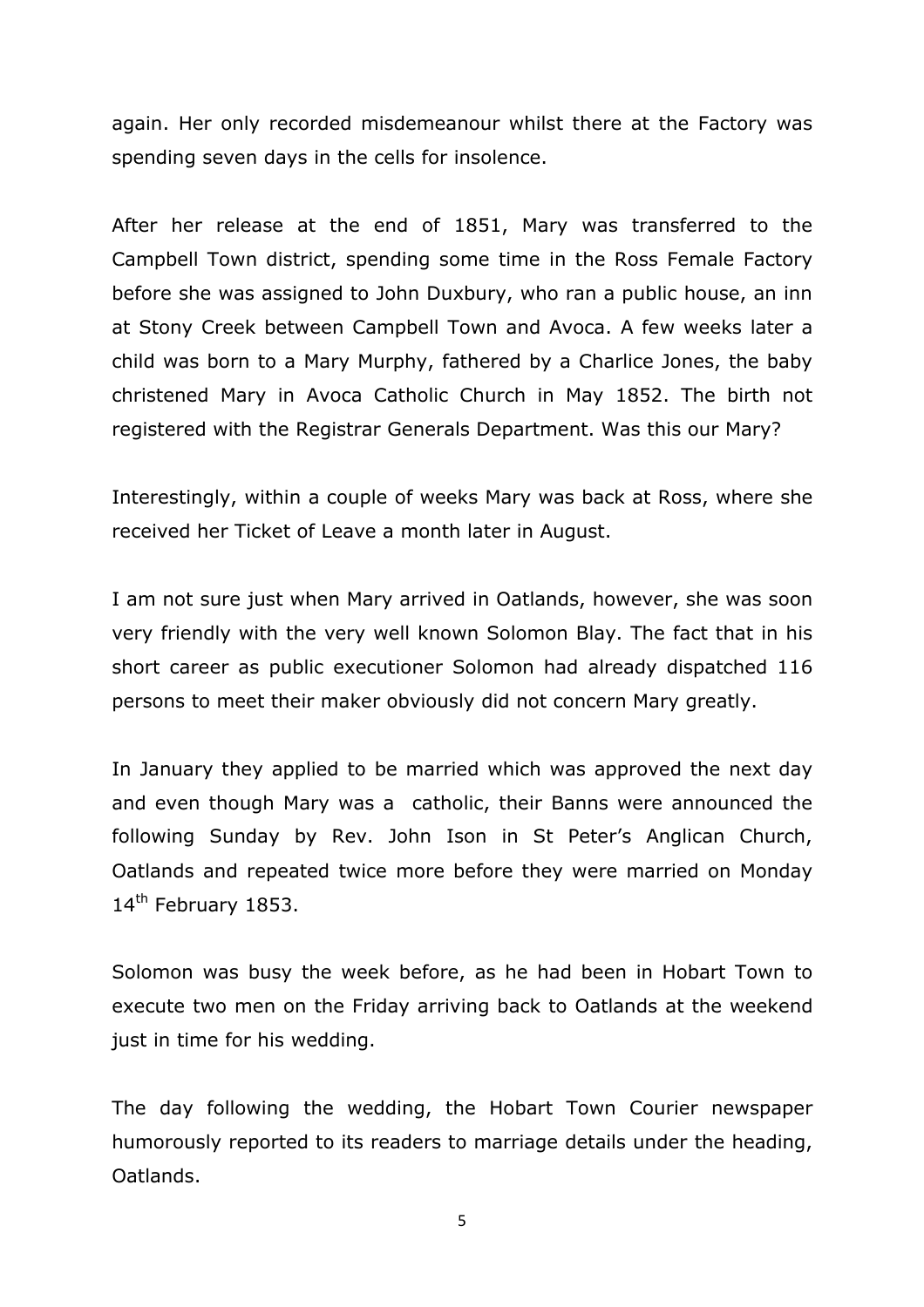again. Her only recorded misdemeanour whilst there at the Factory was spending seven days in the cells for insolence.

After her release at the end of 1851, Mary was transferred to the Campbell Town district, spending some time in the Ross Female Factory before she was assigned to John Duxbury, who ran a public house, an inn at Stony Creek between Campbell Town and Avoca. A few weeks later a child was born to a Mary Murphy, fathered by a Charlice Jones, the baby christened Mary in Avoca Catholic Church in May 1852. The birth not registered with the Registrar Generals Department. Was this our Mary?

Interestingly, within a couple of weeks Mary was back at Ross, where she received her Ticket of Leave a month later in August.

I am not sure just when Mary arrived in Oatlands, however, she was soon very friendly with the very well known Solomon Blay. The fact that in his short career as public executioner Solomon had already dispatched 116 persons to meet their maker obviously did not concern Mary greatly.

In January they applied to be married which was approved the next day and even though Mary was a catholic, their Banns were announced the following Sunday by Rev. John Ison in St Peter's Anglican Church, Oatlands and repeated twice more before they were married on Monday 14th February 1853.

Solomon was busy the week before, as he had been in Hobart Town to execute two men on the Friday arriving back to Oatlands at the weekend just in time for his wedding.

The day following the wedding, the Hobart Town Courier newspaper humorously reported to its readers to marriage details under the heading, Oatlands.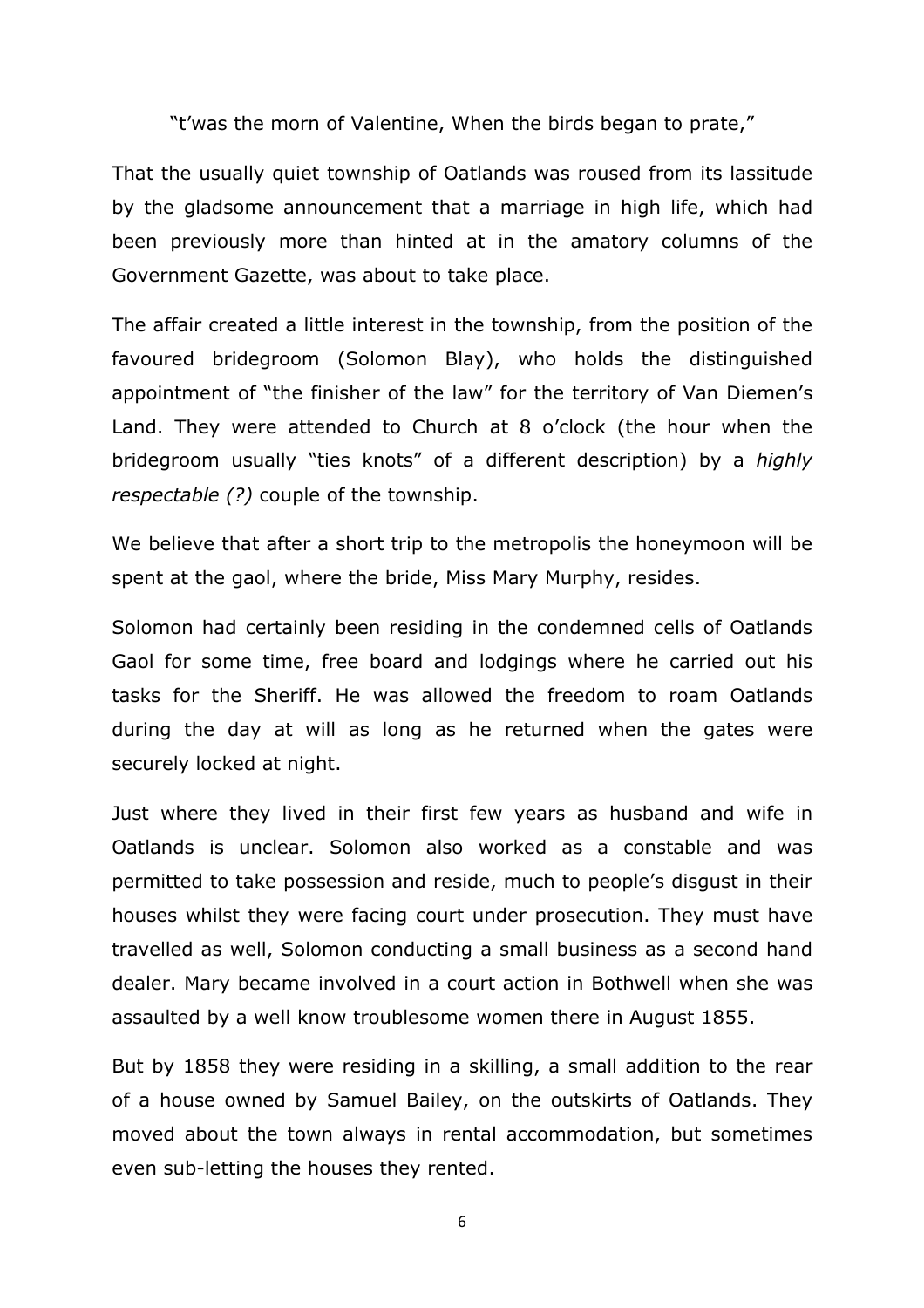"t'was the morn of Valentine, When the birds began to prate,"

That the usually quiet township of Oatlands was roused from its lassitude by the gladsome announcement that a marriage in high life, which had been previously more than hinted at in the amatory columns of the Government Gazette, was about to take place.

The affair created a little interest in the township, from the position of the favoured bridegroom (Solomon Blay), who holds the distinguished appointment of "the finisher of the law" for the territory of Van Diemen's Land. They were attended to Church at 8 o'clock (the hour when the bridegroom usually "ties knots" of a different description) by a *highly respectable (?)* couple of the township.

We believe that after a short trip to the metropolis the honeymoon will be spent at the gaol, where the bride, Miss Mary Murphy, resides.

Solomon had certainly been residing in the condemned cells of Oatlands Gaol for some time, free board and lodgings where he carried out his tasks for the Sheriff. He was allowed the freedom to roam Oatlands during the day at will as long as he returned when the gates were securely locked at night.

Just where they lived in their first few years as husband and wife in Oatlands is unclear. Solomon also worked as a constable and was permitted to take possession and reside, much to people's disgust in their houses whilst they were facing court under prosecution. They must have travelled as well, Solomon conducting a small business as a second hand dealer. Mary became involved in a court action in Bothwell when she was assaulted by a well know troublesome women there in August 1855.

But by 1858 they were residing in a skilling, a small addition to the rear of a house owned by Samuel Bailey, on the outskirts of Oatlands. They moved about the town always in rental accommodation, but sometimes even sub-letting the houses they rented.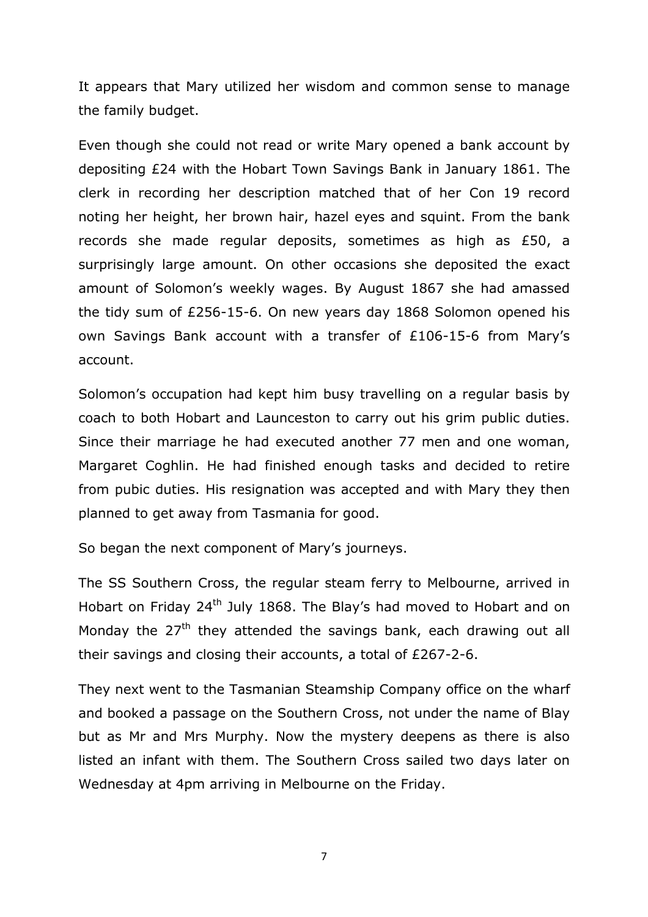It appears that Mary utilized her wisdom and common sense to manage the family budget.

Even though she could not read or write Mary opened a bank account by depositing £24 with the Hobart Town Savings Bank in January 1861. The clerk in recording her description matched that of her Con 19 record noting her height, her brown hair, hazel eyes and squint. From the bank records she made regular deposits, sometimes as high as £50, a surprisingly large amount. On other occasions she deposited the exact amount of Solomon's weekly wages. By August 1867 she had amassed the tidy sum of £256-15-6. On new years day 1868 Solomon opened his own Savings Bank account with a transfer of £106-15-6 from Mary's account.

Solomon's occupation had kept him busy travelling on a regular basis by coach to both Hobart and Launceston to carry out his grim public duties. Since their marriage he had executed another 77 men and one woman, Margaret Coghlin. He had finished enough tasks and decided to retire from pubic duties. His resignation was accepted and with Mary they then planned to get away from Tasmania for good.

So began the next component of Mary's journeys.

The SS Southern Cross, the regular steam ferry to Melbourne, arrived in Hobart on Friday 24th July 1868. The Blay's had moved to Hobart and on Monday the 27th they attended the savings bank, each drawing out all their savings and closing their accounts, a total of £267-2-6.

They next went to the Tasmanian Steamship Company office on the wharf and booked a passage on the Southern Cross, not under the name of Blay but as Mr and Mrs Murphy. Now the mystery deepens as there is also listed an infant with them. The Southern Cross sailed two days later on Wednesday at 4pm arriving in Melbourne on the Friday.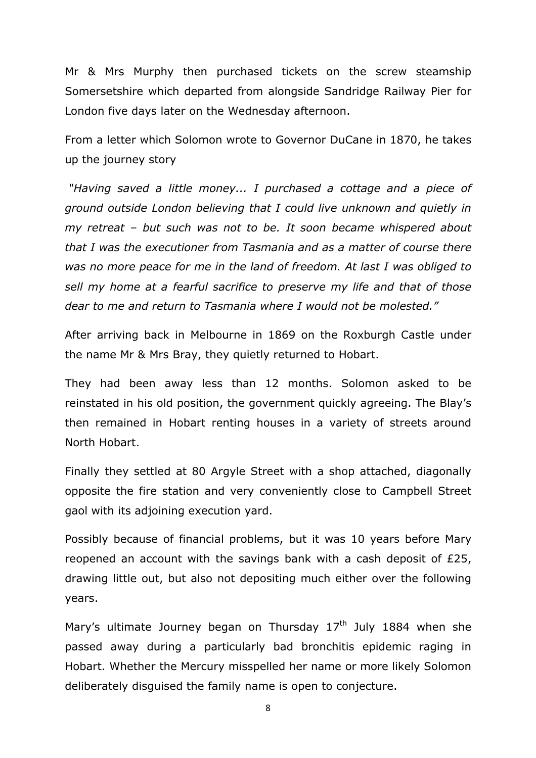Mr & Mrs Murphy then purchased tickets on the screw steamship Somersetshire which departed from alongside Sandridge Railway Pier for London five days later on the Wednesday afternoon.

From a letter which Solomon wrote to Governor DuCane in 1870, he takes up the journey story

*"Having saved a little money... I purchased a cottage and a piece of ground outside London believing that I could live unknown and quietly in my retreat – but such was not to be. It soon became whispered about that I was the executioner from Tasmania and as a matter of course there was no more peace for me in the land of freedom. At last I was obliged to sell my home at a fearful sacrifice to preserve my life and that of those dear to me and return to Tasmania where I would not be molested."*

After arriving back in Melbourne in 1869 on the Roxburgh Castle under the name Mr & Mrs Bray, they quietly returned to Hobart.

They had been away less than 12 months. Solomon asked to be reinstated in his old position, the government quickly agreeing. The Blay's then remained in Hobart renting houses in a variety of streets around North Hobart.

Finally they settled at 80 Argyle Street with a shop attached, diagonally opposite the fire station and very conveniently close to Campbell Street gaol with its adjoining execution yard.

Possibly because of financial problems, but it was 10 years before Mary reopened an account with the savings bank with a cash deposit of £25, drawing little out, but also not depositing much either over the following years.

Mary's ultimate Journey began on Thursday 17th July 1884 when she passed away during a particularly bad bronchitis epidemic raging in Hobart. Whether the Mercury misspelled her name or more likely Solomon deliberately disguised the family name is open to conjecture.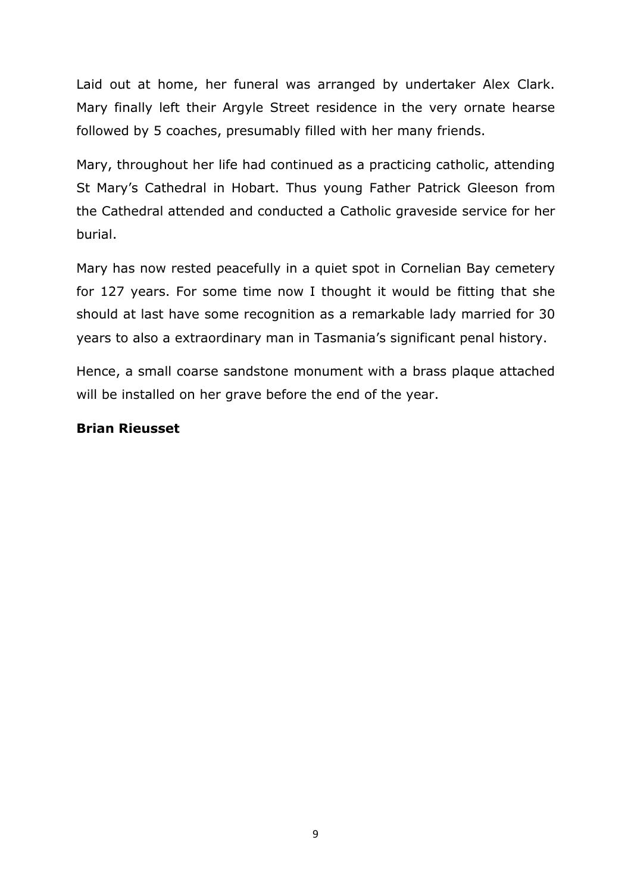Laid out at home, her funeral was arranged by undertaker Alex Clark. Mary finally left their Argyle Street residence in the very ornate hearse followed by 5 coaches, presumably filled with her many friends.

Mary, throughout her life had continued as a practicing catholic, attending St Mary's Cathedral in Hobart. Thus young Father Patrick Gleeson from the Cathedral attended and conducted a Catholic graveside service for her burial.

Mary has now rested peacefully in a quiet spot in Cornelian Bay cemetery for 127 years. For some time now I thought it would be fitting that she should at last have some recognition as a remarkable lady married for 30 years to also a extraordinary man in Tasmania's significant penal history.

Hence, a small coarse sandstone monument with a brass plaque attached will be installed on her grave before the end of the year.

**Brian Rieusset**